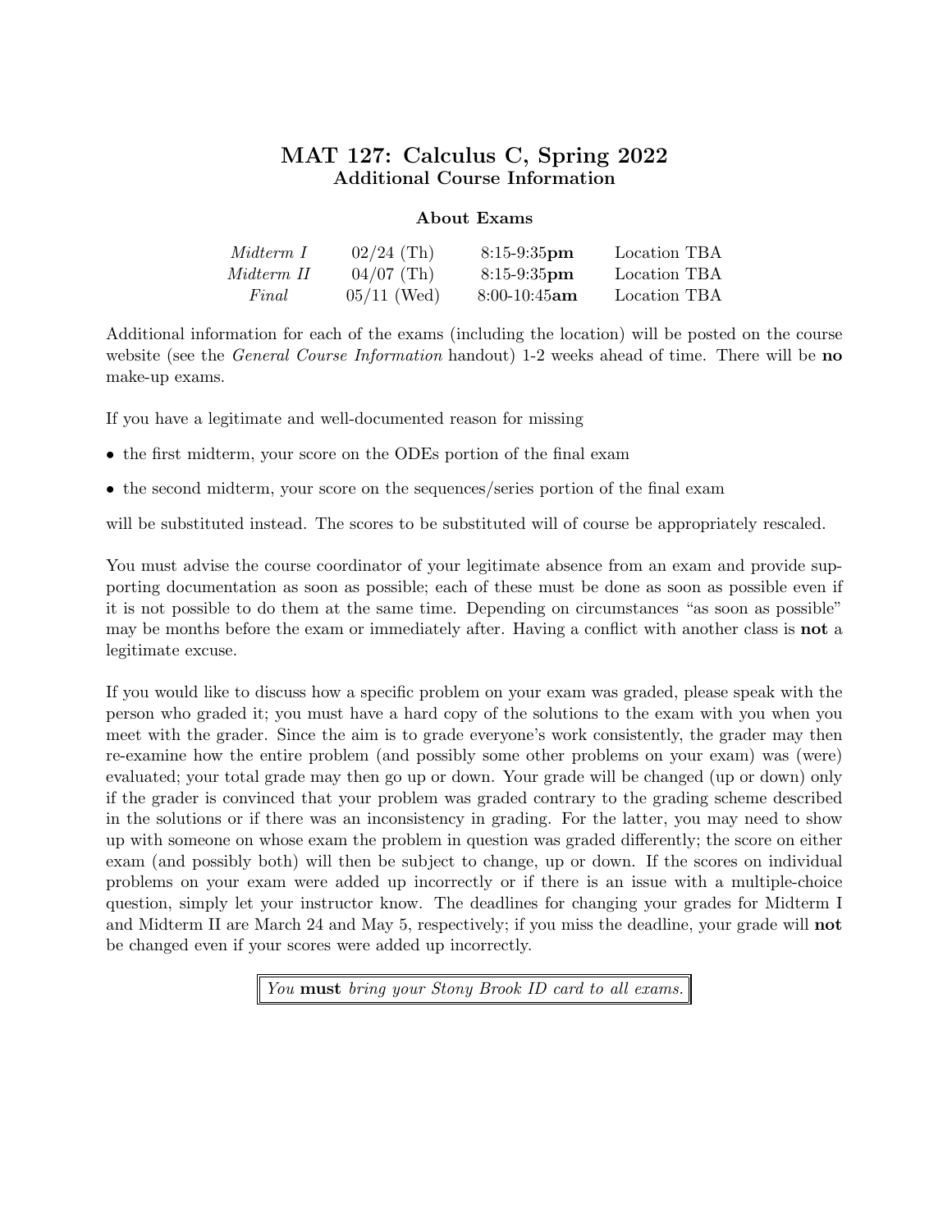# MAT 127: Calculus C, Spring 2022
## Additional Course Information

### About Exams

| | | | |
|---|---|---|---|
| *Midterm I* | 02/24 (Th) | 8:15-9:35**pm** | Location TBA |
| *Midterm II* | 04/07 (Th) | 8:15-9:35**pm** | Location TBA |
| *Final* | 05/11 (Wed) | 8:00-10:45**am** | Location TBA |

Additional information for each of the exams (including the location) will be posted on the course website (see the *General Course Information* handout) 1-2 weeks ahead of time. There will be **no** make-up exams.

If you have a legitimate and well-documented reason for missing

- the first midterm, your score on the ODEs portion of the final exam
- the second midterm, your score on the sequences/series portion of the final exam

will be substituted instead. The scores to be substituted will of course be appropriately rescaled.

You must advise the course coordinator of your legitimate absence from an exam and provide supporting documentation as soon as possible; each of these must be done as soon as possible even if it is not possible to do them at the same time. Depending on circumstances "as soon as possible" may be months before the exam or immediately after. Having a conflict with another class is **not** a legitimate excuse.

If you would like to discuss how a specific problem on your exam was graded, please speak with the person who graded it; you must have a hard copy of the solutions to the exam with you when you meet with the grader. Since the aim is to grade everyone's work consistently, the grader may then re-examine how the entire problem (and possibly some other problems on your exam) was (were) evaluated; your total grade may then go up or down. Your grade will be changed (up or down) only if the grader is convinced that your problem was graded contrary to the grading scheme described in the solutions or if there was an inconsistency in grading. For the latter, you may need to show up with someone on whose exam the problem in question was graded differently; the score on either exam (and possibly both) will then be subject to change, up or down. If the scores on individual problems on your exam were added up incorrectly or if there is an issue with a multiple-choice question, simply let your instructor know. The deadlines for changing your grades for Midterm I and Midterm II are March 24 and May 5, respectively; if you miss the deadline, your grade will **not** be changed even if your scores were added up incorrectly.

*You* **must** *bring your Stony Brook ID card to all exams.*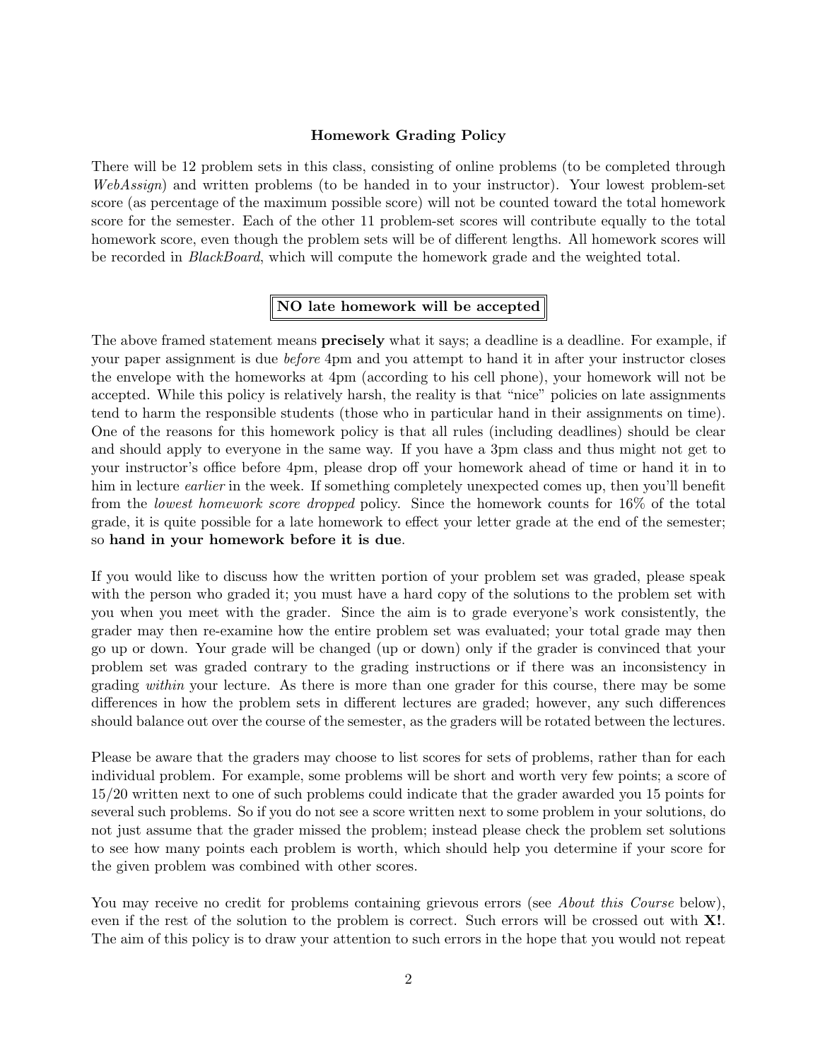## Homework Grading Policy

There will be 12 problem sets in this class, consisting of online problems (to be completed through *WebAssign*) and written problems (to be handed in to your instructor). Your lowest problem-set score (as percentage of the maximum possible score) will not be counted toward the total homework score for the semester. Each of the other 11 problem-set scores will contribute equally to the total homework score, even though the problem sets will be of different lengths. All homework scores will be recorded in *BlackBoard*, which will compute the homework grade and the weighted total.

**NO late homework will be accepted**

The above framed statement means **precisely** what it says; a deadline is a deadline. For example, if your paper assignment is due *before* 4pm and you attempt to hand it in after your instructor closes the envelope with the homeworks at 4pm (according to his cell phone), your homework will not be accepted. While this policy is relatively harsh, the reality is that "nice" policies on late assignments tend to harm the responsible students (those who in particular hand in their assignments on time). One of the reasons for this homework policy is that all rules (including deadlines) should be clear and should apply to everyone in the same way. If you have a 3pm class and thus might not get to your instructor's office before 4pm, please drop off your homework ahead of time or hand it in to him in lecture *earlier* in the week. If something completely unexpected comes up, then you'll benefit from the *lowest homework score dropped* policy. Since the homework counts for 16% of the total grade, it is quite possible for a late homework to effect your letter grade at the end of the semester; so **hand in your homework before it is due**.

If you would like to discuss how the written portion of your problem set was graded, please speak with the person who graded it; you must have a hard copy of the solutions to the problem set with you when you meet with the grader. Since the aim is to grade everyone's work consistently, the grader may then re-examine how the entire problem set was evaluated; your total grade may then go up or down. Your grade will be changed (up or down) only if the grader is convinced that your problem set was graded contrary to the grading instructions or if there was an inconsistency in grading *within* your lecture. As there is more than one grader for this course, there may be some differences in how the problem sets in different lectures are graded; however, any such differences should balance out over the course of the semester, as the graders will be rotated between the lectures.

Please be aware that the graders may choose to list scores for sets of problems, rather than for each individual problem. For example, some problems will be short and worth very few points; a score of 15/20 written next to one of such problems could indicate that the grader awarded you 15 points for several such problems. So if you do not see a score written next to some problem in your solutions, do not just assume that the grader missed the problem; instead please check the problem set solutions to see how many points each problem is worth, which should help you determine if your score for the given problem was combined with other scores.

You may receive no credit for problems containing grievous errors (see *About this Course* below), even if the rest of the solution to the problem is correct. Such errors will be crossed out with **X!**. The aim of this policy is to draw your attention to such errors in the hope that you would not repeat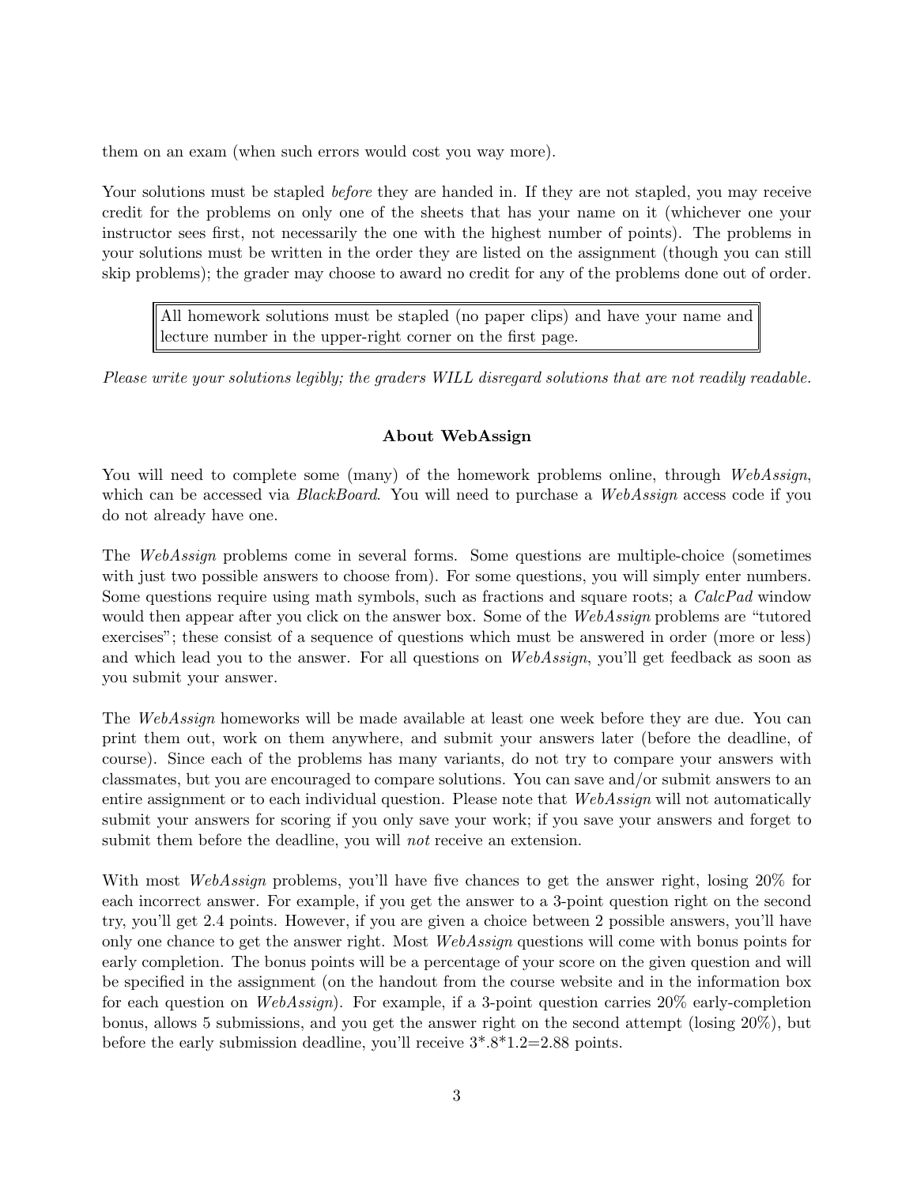them on an exam (when such errors would cost you way more).

Your solutions must be stapled *before* they are handed in. If they are not stapled, you may receive credit for the problems on only one of the sheets that has your name on it (whichever one your instructor sees first, not necessarily the one with the highest number of points). The problems in your solutions must be written in the order they are listed on the assignment (though you can still skip problems); the grader may choose to award no credit for any of the problems done out of order.

> All homework solutions must be stapled (no paper clips) and have your name and lecture number in the upper-right corner on the first page.

*Please write your solutions legibly; the graders WILL disregard solutions that are not readily readable.*

### About WebAssign

You will need to complete some (many) of the homework problems online, through *WebAssign*, which can be accessed via *BlackBoard*. You will need to purchase a *WebAssign* access code if you do not already have one.

The *WebAssign* problems come in several forms. Some questions are multiple-choice (sometimes with just two possible answers to choose from). For some questions, you will simply enter numbers. Some questions require using math symbols, such as fractions and square roots; a *CalcPad* window would then appear after you click on the answer box. Some of the *WebAssign* problems are "tutored exercises"; these consist of a sequence of questions which must be answered in order (more or less) and which lead you to the answer. For all questions on *WebAssign*, you'll get feedback as soon as you submit your answer.

The *WebAssign* homeworks will be made available at least one week before they are due. You can print them out, work on them anywhere, and submit your answers later (before the deadline, of course). Since each of the problems has many variants, do not try to compare your answers with classmates, but you are encouraged to compare solutions. You can save and/or submit answers to an entire assignment or to each individual question. Please note that *WebAssign* will not automatically submit your answers for scoring if you only save your work; if you save your answers and forget to submit them before the deadline, you will *not* receive an extension.

With most *WebAssign* problems, you'll have five chances to get the answer right, losing 20% for each incorrect answer. For example, if you get the answer to a 3-point question right on the second try, you'll get 2.4 points. However, if you are given a choice between 2 possible answers, you'll have only one chance to get the answer right. Most *WebAssign* questions will come with bonus points for early completion. The bonus points will be a percentage of your score on the given question and will be specified in the assignment (on the handout from the course website and in the information box for each question on *WebAssign*). For example, if a 3-point question carries 20% early-completion bonus, allows 5 submissions, and you get the answer right on the second attempt (losing 20%), but before the early submission deadline, you'll receive 3*.8*1.2=2.88 points.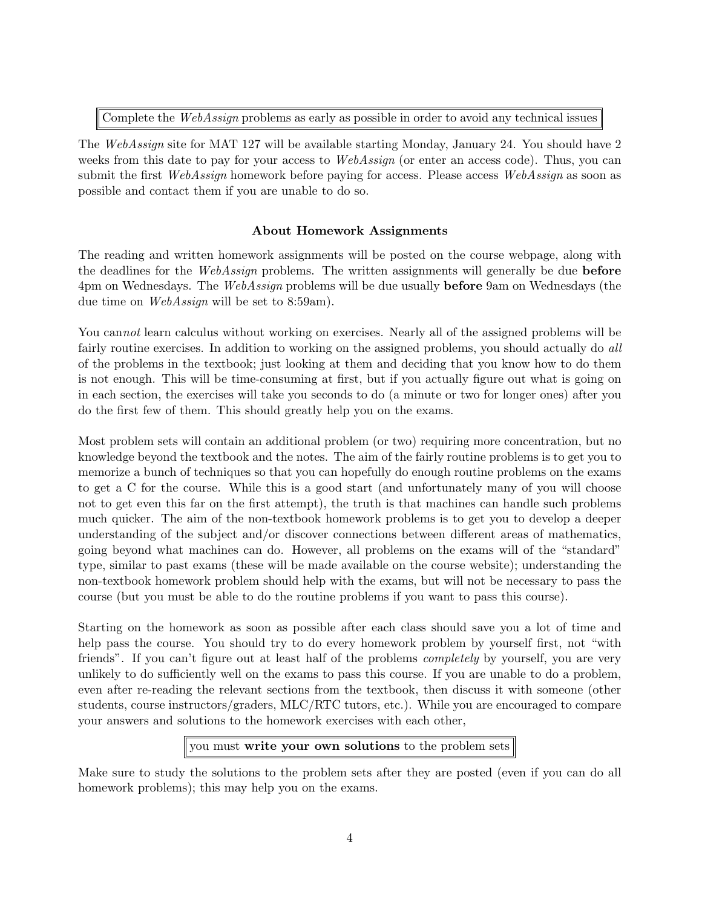Complete the *WebAssign* problems as early as possible in order to avoid any technical issues

The *WebAssign* site for MAT 127 will be available starting Monday, January 24. You should have 2 weeks from this date to pay for your access to *WebAssign* (or enter an access code). Thus, you can submit the first *WebAssign* homework before paying for access. Please access *WebAssign* as soon as possible and contact them if you are unable to do so.

### About Homework Assignments

The reading and written homework assignments will be posted on the course webpage, along with the deadlines for the *WebAssign* problems. The written assignments will generally be due **before** 4pm on Wednesdays. The *WebAssign* problems will be due usually **before** 9am on Wednesdays (the due time on *WebAssign* will be set to 8:59am).

You can*not* learn calculus without working on exercises. Nearly all of the assigned problems will be fairly routine exercises. In addition to working on the assigned problems, you should actually do *all* of the problems in the textbook; just looking at them and deciding that you know how to do them is not enough. This will be time-consuming at first, but if you actually figure out what is going on in each section, the exercises will take you seconds to do (a minute or two for longer ones) after you do the first few of them. This should greatly help you on the exams.

Most problem sets will contain an additional problem (or two) requiring more concentration, but no knowledge beyond the textbook and the notes. The aim of the fairly routine problems is to get you to memorize a bunch of techniques so that you can hopefully do enough routine problems on the exams to get a C for the course. While this is a good start (and unfortunately many of you will choose not to get even this far on the first attempt), the truth is that machines can handle such problems much quicker. The aim of the non-textbook homework problems is to get you to develop a deeper understanding of the subject and/or discover connections between different areas of mathematics, going beyond what machines can do. However, all problems on the exams will of the "standard" type, similar to past exams (these will be made available on the course website); understanding the non-textbook homework problem should help with the exams, but will not be necessary to pass the course (but you must be able to do the routine problems if you want to pass this course).

Starting on the homework as soon as possible after each class should save you a lot of time and help pass the course. You should try to do every homework problem by yourself first, not "with friends". If you can't figure out at least half of the problems *completely* by yourself, you are very unlikely to do sufficiently well on the exams to pass this course. If you are unable to do a problem, even after re-reading the relevant sections from the textbook, then discuss it with someone (other students, course instructors/graders, MLC/RTC tutors, etc.). While you are encouraged to compare your answers and solutions to the homework exercises with each other,

you must **write your own solutions** to the problem sets

Make sure to study the solutions to the problem sets after they are posted (even if you can do all homework problems); this may help you on the exams.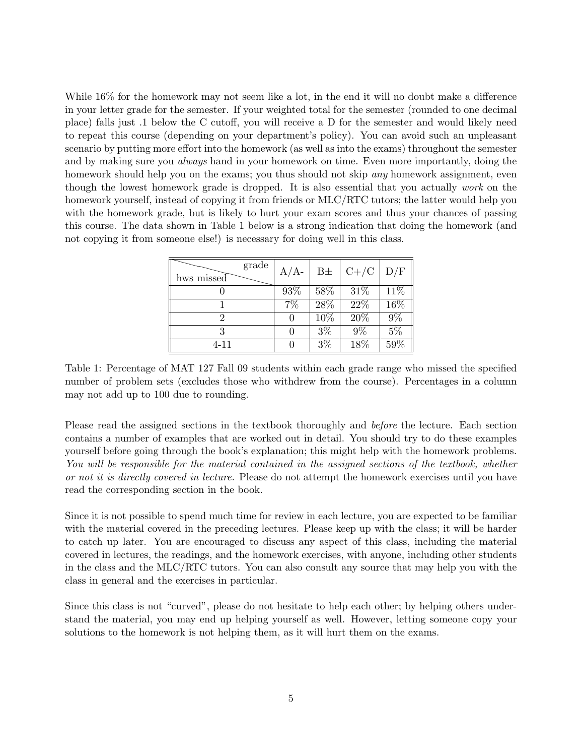While 16% for the homework may not seem like a lot, in the end it will no doubt make a difference in your letter grade for the semester. If your weighted total for the semester (rounded to one decimal place) falls just .1 below the C cutoff, you will receive a D for the semester and would likely need to repeat this course (depending on your department's policy). You can avoid such an unpleasant scenario by putting more effort into the homework (as well as into the exams) throughout the semester and by making sure you *always* hand in your homework on time. Even more importantly, doing the homework should help you on the exams; you thus should not skip *any* homework assignment, even though the lowest homework grade is dropped. It is also essential that you actually *work* on the homework yourself, instead of copying it from friends or MLC/RTC tutors; the latter would help you with the homework grade, but is likely to hurt your exam scores and thus your chances of passing this course. The data shown in Table 1 below is a strong indication that doing the homework (and not copying it from someone else!) is necessary for doing well in this class.

| hws missed \ grade | A/A- | B± | C+/C | D/F |
|---|---|---|---|---|
| 0 | 93% | 58% | 31% | 11% |
| 1 | 7% | 28% | 22% | 16% |
| 2 | 0 | 10% | 20% | 9% |
| 3 | 0 | 3% | 9% | 5% |
| 4-11 | 0 | 3% | 18% | 59% |

Table 1: Percentage of MAT 127 Fall 09 students within each grade range who missed the specified number of problem sets (excludes those who withdrew from the course). Percentages in a column may not add up to 100 due to rounding.

Please read the assigned sections in the textbook thoroughly and *before* the lecture. Each section contains a number of examples that are worked out in detail. You should try to do these examples yourself before going through the book's explanation; this might help with the homework problems. *You will be responsible for the material contained in the assigned sections of the textbook, whether or not it is directly covered in lecture.* Please do not attempt the homework exercises until you have read the corresponding section in the book.

Since it is not possible to spend much time for review in each lecture, you are expected to be familiar with the material covered in the preceding lectures. Please keep up with the class; it will be harder to catch up later. You are encouraged to discuss any aspect of this class, including the material covered in lectures, the readings, and the homework exercises, with anyone, including other students in the class and the MLC/RTC tutors. You can also consult any source that may help you with the class in general and the exercises in particular.

Since this class is not "curved", please do not hesitate to help each other; by helping others understand the material, you may end up helping yourself as well. However, letting someone copy your solutions to the homework is not helping them, as it will hurt them on the exams.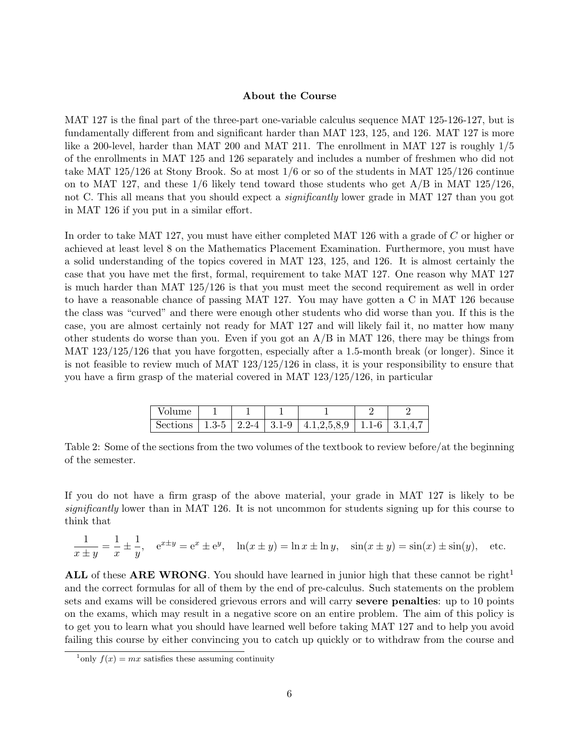### About the Course

MAT 127 is the final part of the three-part one-variable calculus sequence MAT 125-126-127, but is fundamentally different from and significant harder than MAT 123, 125, and 126. MAT 127 is more like a 200-level, harder than MAT 200 and MAT 211. The enrollment in MAT 127 is roughly 1/5 of the enrollments in MAT 125 and 126 separately and includes a number of freshmen who did not take MAT 125/126 at Stony Brook. So at most 1/6 or so of the students in MAT 125/126 continue on to MAT 127, and these 1/6 likely tend toward those students who get A/B in MAT 125/126, not C. This all means that you should expect a *significantly* lower grade in MAT 127 than you got in MAT 126 if you put in a similar effort.

In order to take MAT 127, you must have either completed MAT 126 with a grade of $C$ or higher or achieved at least level 8 on the Mathematics Placement Examination. Furthermore, you must have a solid understanding of the topics covered in MAT 123, 125, and 126. It is almost certainly the case that you have met the first, formal, requirement to take MAT 127. One reason why MAT 127 is much harder than MAT 125/126 is that you must meet the second requirement as well in order to have a reasonable chance of passing MAT 127. You may have gotten a C in MAT 126 because the class was "curved" and there were enough other students who did worse than you. If this is the case, you are almost certainly not ready for MAT 127 and will likely fail it, no matter how many other students do worse than you. Even if you got an A/B in MAT 126, there may be things from MAT 123/125/126 that you have forgotten, especially after a 1.5-month break (or longer). Since it is not feasible to review much of MAT 123/125/126 in class, it is your responsibility to ensure that you have a firm grasp of the material covered in MAT 123/125/126, in particular

| Volume | 1 | 1 | 1 | 1 | 2 | 2 |
|---|---|---|---|---|---|---|
| Sections | 1.3-5 | 2.2-4 | 3.1-9 | 4.1,2,5,8,9 | 1.1-6 | 3.1,4,7 |

Table 2: Some of the sections from the two volumes of the textbook to review before/at the beginning of the semester.

If you do not have a firm grasp of the above material, your grade in MAT 127 is likely to be *significantly* lower than in MAT 126. It is not uncommon for students signing up for this course to think that

$$\frac{1}{x \pm y} = \frac{1}{x} \pm \frac{1}{y}, \quad e^{x \pm y} = e^x \pm e^y, \quad \ln(x \pm y) = \ln x \pm \ln y, \quad \sin(x \pm y) = \sin(x) \pm \sin(y), \quad \text{etc.}$$

**ALL** of these **ARE WRONG**. You should have learned in junior high that these cannot be right[1] and the correct formulas for all of them by the end of pre-calculus. Such statements on the problem sets and exams will be considered grievous errors and will carry **severe penalties**: up to 10 points on the exams, which may result in a negative score on an entire problem. The aim of this policy is to get you to learn what you should have learned well before taking MAT 127 and to help you avoid failing this course by either convincing you to catch up quickly or to withdraw from the course and

[1] only $f(x) = mx$ satisfies these assuming continuity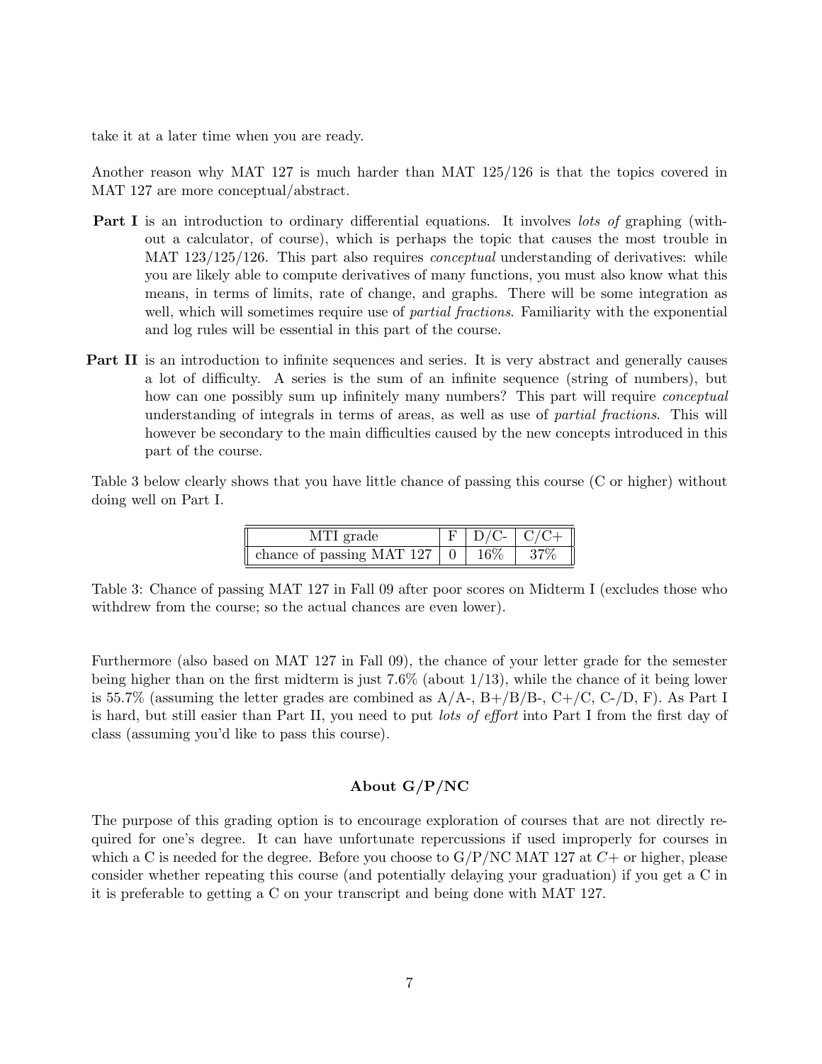take it at a later time when you are ready.

Another reason why MAT 127 is much harder than MAT 125/126 is that the topics covered in MAT 127 are more conceptual/abstract.

**Part I** is an introduction to ordinary differential equations. It involves *lots of* graphing (without a calculator, of course), which is perhaps the topic that causes the most trouble in MAT 123/125/126. This part also requires *conceptual* understanding of derivatives: while you are likely able to compute derivatives of many functions, you must also know what this means, in terms of limits, rate of change, and graphs. There will be some integration as well, which will sometimes require use of *partial fractions*. Familiarity with the exponential and log rules will be essential in this part of the course.

**Part II** is an introduction to infinite sequences and series. It is very abstract and generally causes a lot of difficulty. A series is the sum of an infinite sequence (string of numbers), but how can one possibly sum up infinitely many numbers? This part will require *conceptual* understanding of integrals in terms of areas, as well as use of *partial fractions*. This will however be secondary to the main difficulties caused by the new concepts introduced in this part of the course.

Table 3 below clearly shows that you have little chance of passing this course (C or higher) without doing well on Part I.

| MTI grade | F | D/C- | C/C+ |
|---|---|---|---|
| chance of passing MAT 127 | 0 | 16% | 37% |

Table 3: Chance of passing MAT 127 in Fall 09 after poor scores on Midterm I (excludes those who withdrew from the course; so the actual chances are even lower).

Furthermore (also based on MAT 127 in Fall 09), the chance of your letter grade for the semester being higher than on the first midterm is just 7.6% (about 1/13), while the chance of it being lower is 55.7% (assuming the letter grades are combined as A/A-, B+/B/B-, C+/C, C-/D, F). As Part I is hard, but still easier than Part II, you need to put *lots of effort* into Part I from the first day of class (assuming you'd like to pass this course).

### About G/P/NC

The purpose of this grading option is to encourage exploration of courses that are not directly required for one's degree. It can have unfortunate repercussions if used improperly for courses in which a C is needed for the degree. Before you choose to G/P/NC MAT 127 at *C+* or higher, please consider whether repeating this course (and potentially delaying your graduation) if you get a C in it is preferable to getting a C on your transcript and being done with MAT 127.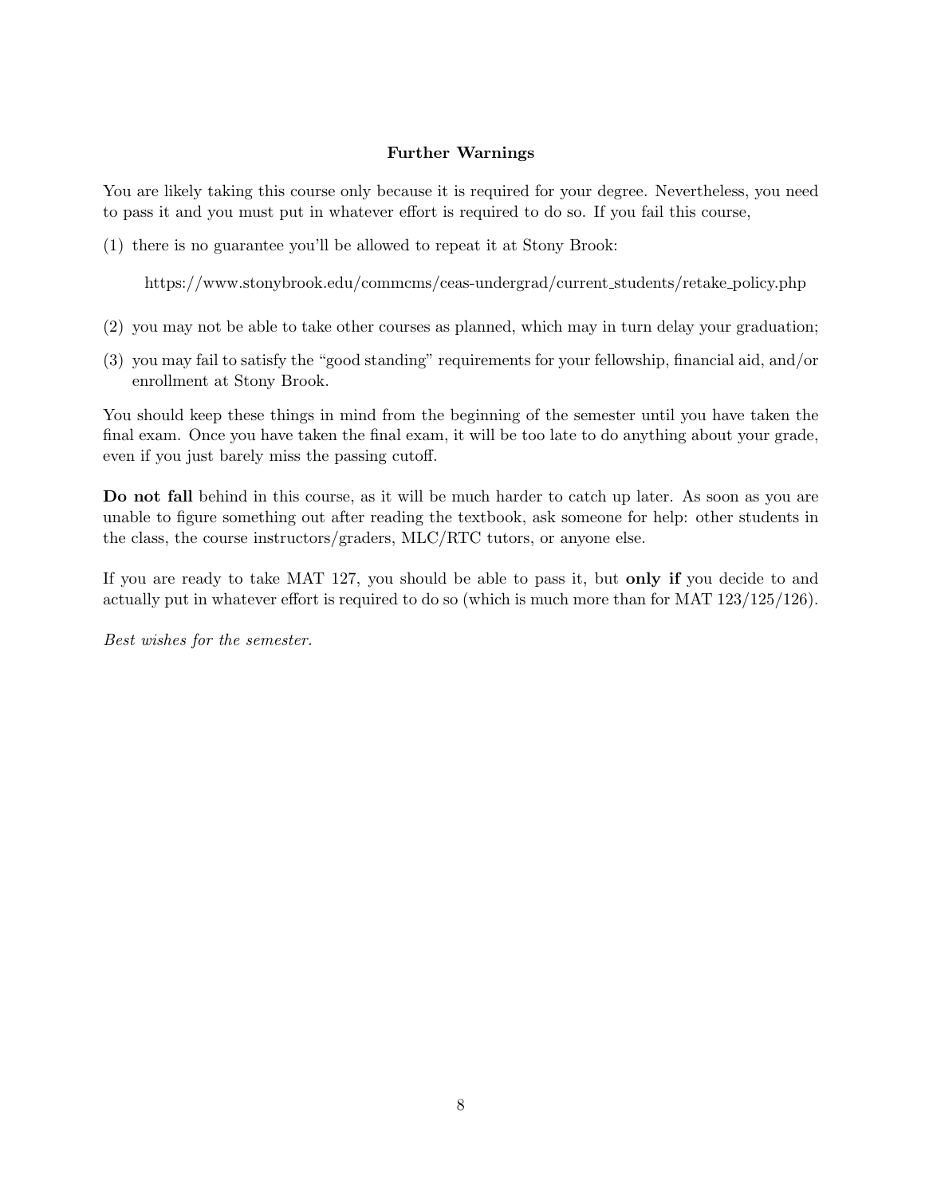### Further Warnings

You are likely taking this course only because it is required for your degree. Nevertheless, you need to pass it and you must put in whatever effort is required to do so. If you fail this course,

(1) there is no guarantee you'll be allowed to repeat it at Stony Brook:

https://www.stonybrook.edu/commcms/ceas-undergrad/current_students/retake_policy.php

(2) you may not be able to take other courses as planned, which may in turn delay your graduation;

(3) you may fail to satisfy the "good standing" requirements for your fellowship, financial aid, and/or enrollment at Stony Brook.

You should keep these things in mind from the beginning of the semester until you have taken the final exam. Once you have taken the final exam, it will be too late to do anything about your grade, even if you just barely miss the passing cutoff.

**Do not fall** behind in this course, as it will be much harder to catch up later. As soon as you are unable to figure something out after reading the textbook, ask someone for help: other students in the class, the course instructors/graders, MLC/RTC tutors, or anyone else.

If you are ready to take MAT 127, you should be able to pass it, but **only if** you decide to and actually put in whatever effort is required to do so (which is much more than for MAT 123/125/126).

*Best wishes for the semester.*